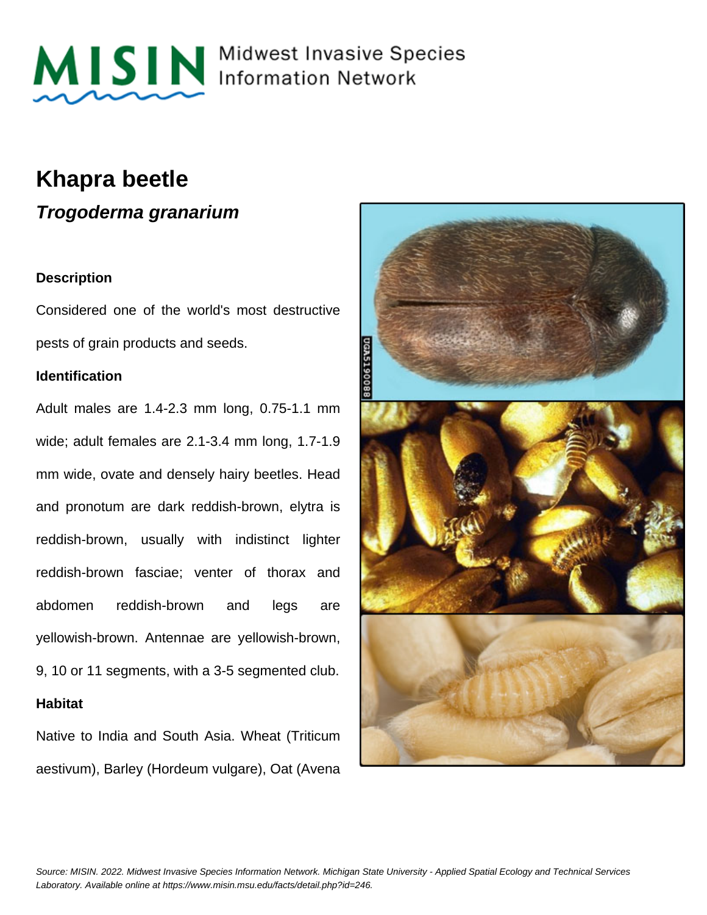MISIN Midwest Invasive Species Information Network

# Khapra beetle

## *Trogoderma granarium*

### Description

Considered one of the world's most destructive pests of grain products and seeds.

### Identification

Adult males are 1.4-2.3 mm long, 0.75-1.1 mm wide; adult females are 2.1-3.4 mm long, 1.7-1.9 mm wide, ovate and densely hairy beetles. Head and pronotum are dark reddish-brown, elytra is reddish-brown, usually with indistinct lighter reddish-brown fasciae; venter of thorax and abdomen reddish-brown and legs are yellowish-brown. Antennae are yellowish-brown, 9, 10 or 11 segments, with a 3-5 segmented club.

### Habitat

Native to India and South Asia. Wheat (Triticum aestivum), Barley (Hordeum vulgare), Oat (Avena

*Source: MISIN. 2022. Midwest Invasive Species Information Network. Michigan State University - Applied Spatial Ecology and Technical Services Laboratory. Available online at https://www.misin.msu.edu/facts/detail.php?id=246.*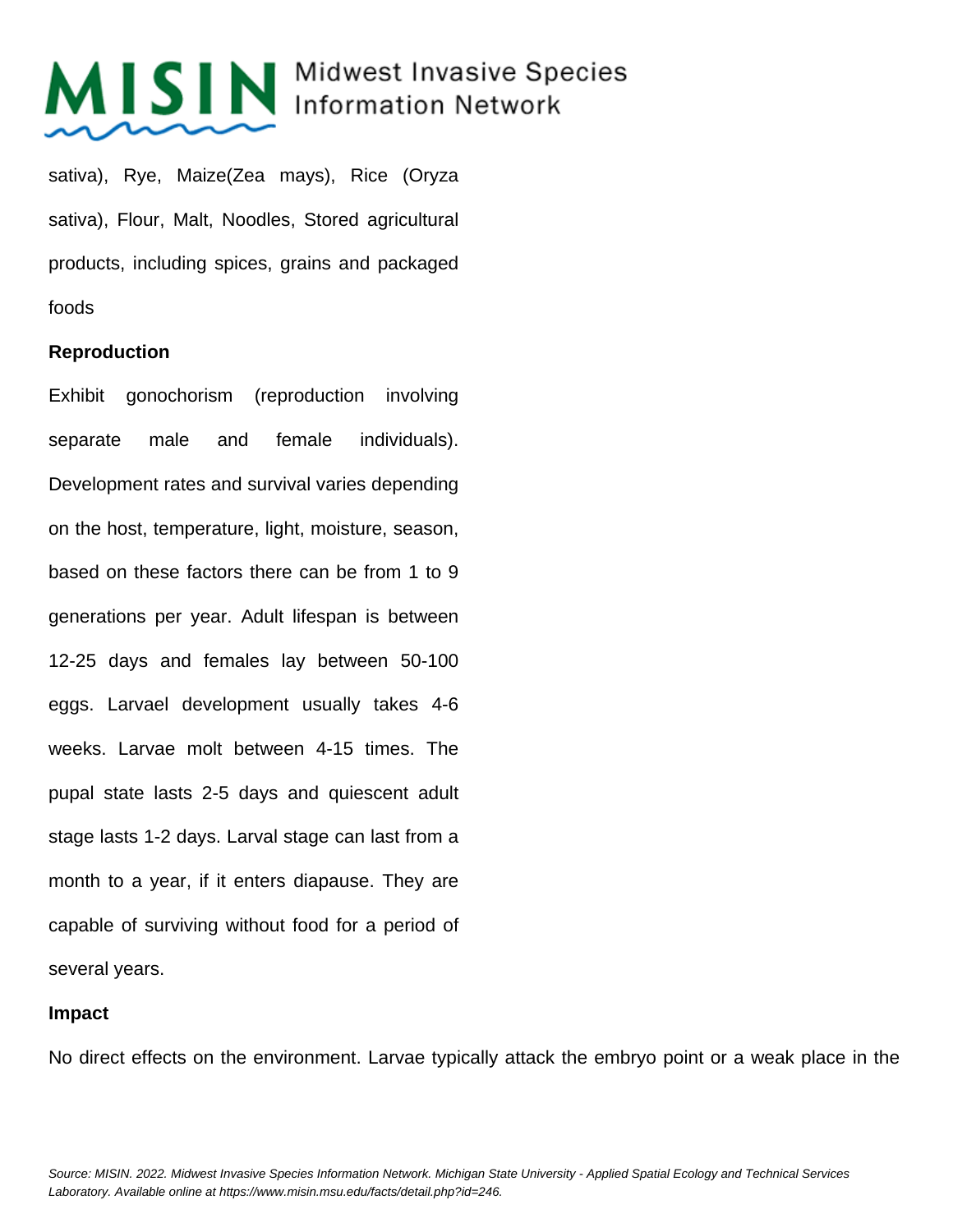sativa), Rye, Maize(Zea mays), Rice (Oryza sativa), Flour, Malt, Noodles, Stored agricultural products, including spices, grains and packaged foods

**Reproduction**

Exhibit gonochorism (reproduction involving separate male and female individuals). Development rates and survival varies depending on the host, temperature, light, moisture, season, based on these factors there can be from 1 to 9 generations per year. Adult lifespan is between 12-25 days and females lay between 50-100 eggs. Larvael development usually takes 4-6 weeks. Larvae molt between 4-15 times. The pupal state lasts 2-5 days and quiescent adult stage lasts 1-2 days. Larval stage can last from a month to a year, if it enters diapause. They are capable of surviving without food for a period of several years.

**Impact**

No direct effects on the environment. Larvae typically attack the embryo point or a weak place in the

Source: MISIN. 2022. Midwest Invasive Species Information Network. Michigan State University - Applied Spatial Ecology and Technical Services Laboratory. Available online at https://www.misin.msu.edu/facts/detail.php?id=246.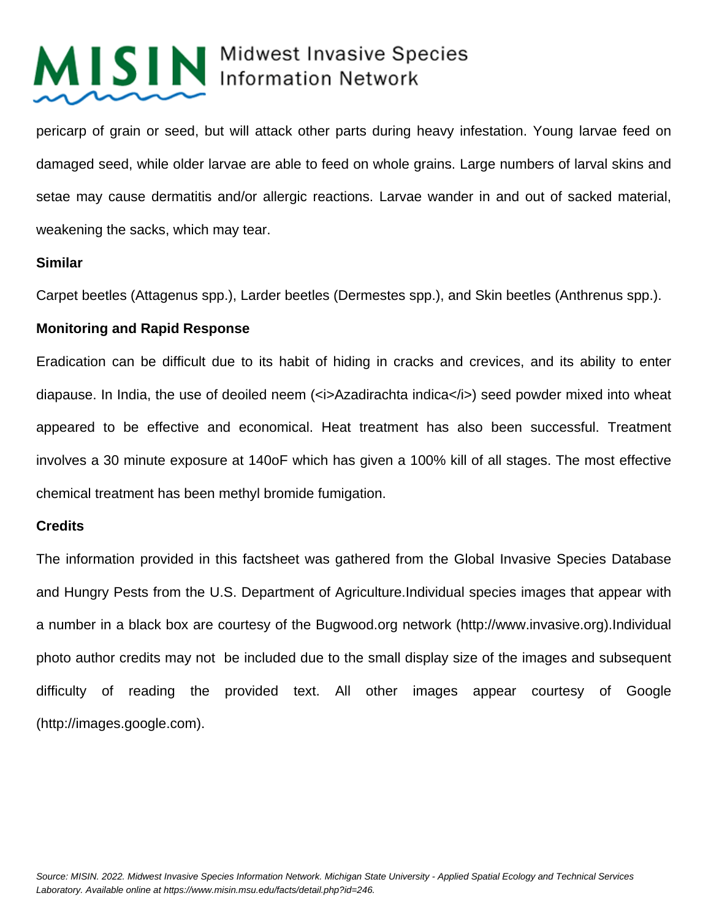pericarp of grain or seed, but will attack other parts during heavy infestation. Young larvae feed on damaged seed, while older larvae are able to feed on whole grains. Large numbers of larval skins and setae may cause dermatitis and/or allergic reactions. Larvae wander in and out of sacked material, weakening the sacks, which may tear.

**Similar**

Carpet beetles (Attagenus spp.), Larder beetles (Dermestes spp.), and Skin beetles (Anthrenus spp.).

**Monitoring and Rapid Response**

Eradication can be difficult due to its habit of hiding in cracks and crevices, and its ability to enter diapause. In India, the use of deoiled neem (<i>Azadirachta indica</i>) seed powder mixed into wheat appeared to be effective and economical. Heat treatment has also been successful. Treatment involves a 30 minute exposure at 140oF which has given a 100% kill of all stages. The most effective chemical treatment has been methyl bromide fumigation.

**Credits**

The information provided in this factsheet was gathered from the Global Invasive Species Database and Hungry Pests from the U.S. Department of Agriculture.Individual species images that appear with a number in a black box are courtesy of the Bugwood.org network (http://www.invasive.org).Individual photo author credits may not be included due to the small display size of the images and subsequent difficulty of reading the provided text. All other images appear courtesy of Google (http://images.google.com).

*Source: MISIN. 2022. Midwest Invasive Species Information Network. Michigan State University - Applied Spatial Ecology and Technical Services Laboratory. Available online at https://www.misin.msu.edu/facts/detail.php?id=246.*